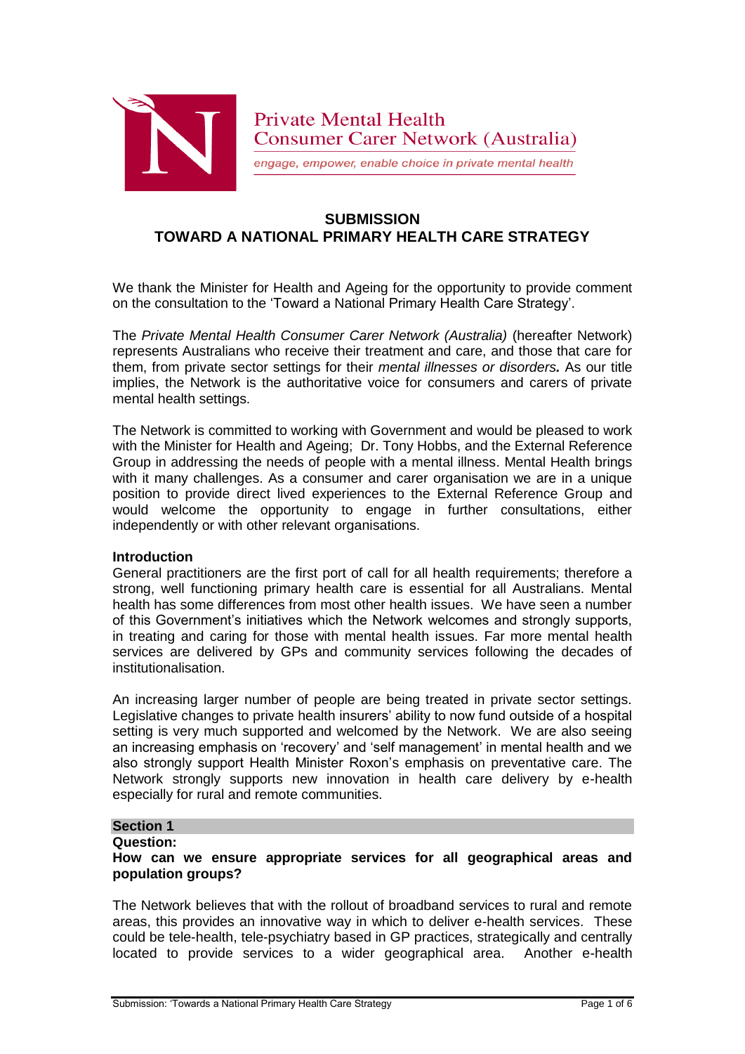Private Mental Health Consumer Carer Network (Australia)

*engage, empower, enable choice in private mental health*

# SUBMISSION
# TOWARD A NATIONAL PRIMARY HEALTH CARE STRATEGY

We thank the Minister for Health and Ageing for the opportunity to provide comment on the consultation to the 'Toward a National Primary Health Care Strategy'.

The *Private Mental Health Consumer Carer Network (Australia)* (hereafter Network) represents Australians who receive their treatment and care, and those that care for them, from private sector settings for their ***mental illnesses or disorders.*** As our title implies, the Network is the authoritative voice for consumers and carers of private mental health settings.

The Network is committed to working with Government and would be pleased to work with the Minister for Health and Ageing; Dr. Tony Hobbs, and the External Reference Group in addressing the needs of people with a mental illness. Mental Health brings with it many challenges. As a consumer and carer organisation we are in a unique position to provide direct lived experiences to the External Reference Group and would welcome the opportunity to engage in further consultations, either independently or with other relevant organisations.

### Introduction

General practitioners are the first port of call for all health requirements; therefore a strong, well functioning primary health care is essential for all Australians. Mental health has some differences from most other health issues. We have seen a number of this Government's initiatives which the Network welcomes and strongly supports, in treating and caring for those with mental health issues. Far more mental health services are delivered by GPs and community services following the decades of institutionalisation.

An increasing larger number of people are being treated in private sector settings. Legislative changes to private health insurers' ability to now fund outside of a hospital setting is very much supported and welcomed by the Network. We are also seeing an increasing emphasis on 'recovery' and 'self management' in mental health and we also strongly support Health Minister Roxon's emphasis on preventative care. The Network strongly supports new innovation in health care delivery by e-health especially for rural and remote communities.

## Section 1

**Question:**

**How can we ensure appropriate services for all geographical areas and population groups?**

The Network believes that with the rollout of broadband services to rural and remote areas, this provides an innovative way in which to deliver e-health services. These could be tele-health, tele-psychiatry based in GP practices, strategically and centrally located to provide services to a wider geographical area. Another e-health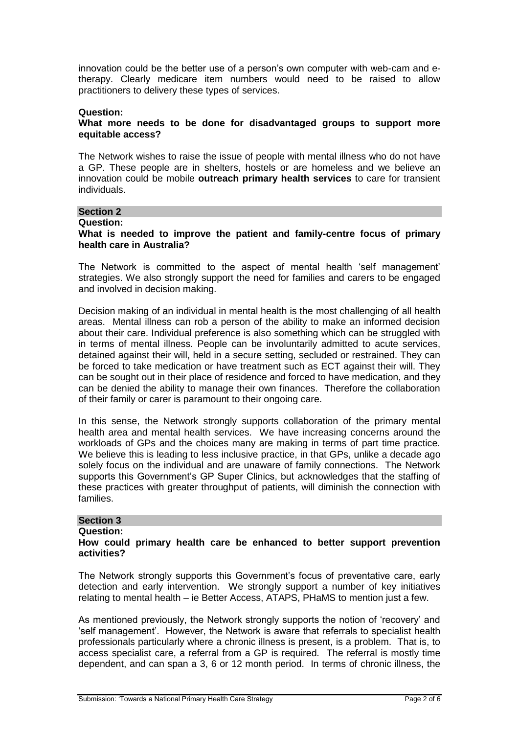innovation could be the better use of a person's own computer with web-cam and e-therapy. Clearly medicare item numbers would need to be raised to allow practitioners to delivery these types of services.

**Question:**
**What more needs to be done for disadvantaged groups to support more equitable access?**

The Network wishes to raise the issue of people with mental illness who do not have a GP. These people are in shelters, hostels or are homeless and we believe an innovation could be mobile **outreach primary health services** to care for transient individuals.

## Section 2

**Question:**
**What is needed to improve the patient and family-centre focus of primary health care in Australia?**

The Network is committed to the aspect of mental health 'self management' strategies. We also strongly support the need for families and carers to be engaged and involved in decision making.

Decision making of an individual in mental health is the most challenging of all health areas. Mental illness can rob a person of the ability to make an informed decision about their care. Individual preference is also something which can be struggled with in terms of mental illness. People can be involuntarily admitted to acute services, detained against their will, held in a secure setting, secluded or restrained. They can be forced to take medication or have treatment such as ECT against their will. They can be sought out in their place of residence and forced to have medication, and they can be denied the ability to manage their own finances. Therefore the collaboration of their family or carer is paramount to their ongoing care.

In this sense, the Network strongly supports collaboration of the primary mental health area and mental health services. We have increasing concerns around the workloads of GPs and the choices many are making in terms of part time practice. We believe this is leading to less inclusive practice, in that GPs, unlike a decade ago solely focus on the individual and are unaware of family connections. The Network supports this Government's GP Super Clinics, but acknowledges that the staffing of these practices with greater throughput of patients, will diminish the connection with families.

## Section 3

**Question:**
**How could primary health care be enhanced to better support prevention activities?**

The Network strongly supports this Government's focus of preventative care, early detection and early intervention. We strongly support a number of key initiatives relating to mental health – ie Better Access, ATAPS, PHaMS to mention just a few.

As mentioned previously, the Network strongly supports the notion of 'recovery' and 'self management'. However, the Network is aware that referrals to specialist health professionals particularly where a chronic illness is present, is a problem. That is, to access specialist care, a referral from a GP is required. The referral is mostly time dependent, and can span a 3, 6 or 12 month period. In terms of chronic illness, the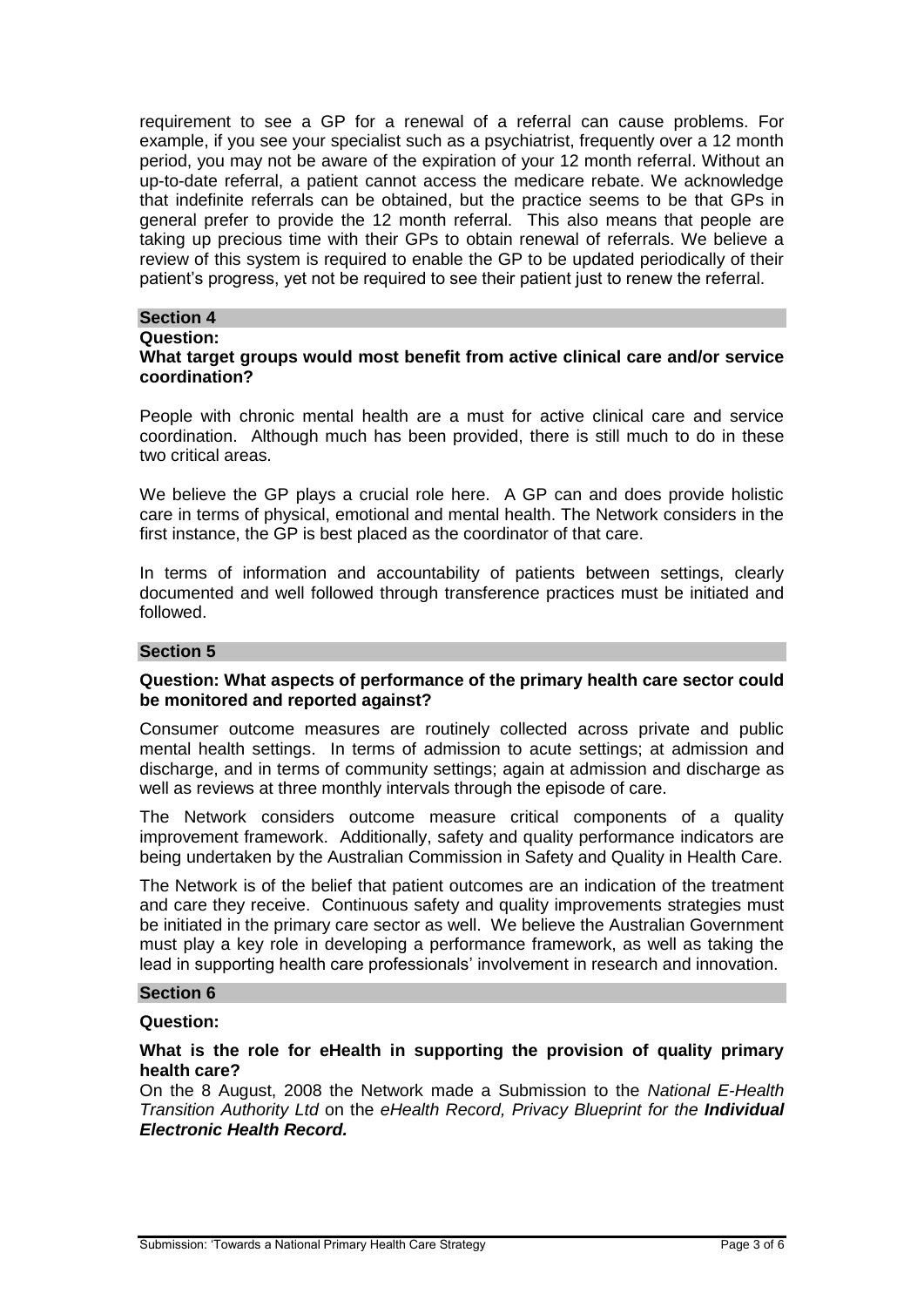requirement to see a GP for a renewal of a referral can cause problems. For example, if you see your specialist such as a psychiatrist, frequently over a 12 month period, you may not be aware of the expiration of your 12 month referral. Without an up-to-date referral, a patient cannot access the medicare rebate. We acknowledge that indefinite referrals can be obtained, but the practice seems to be that GPs in general prefer to provide the 12 month referral. This also means that people are taking up precious time with their GPs to obtain renewal of referrals. We believe a review of this system is required to enable the GP to be updated periodically of their patient's progress, yet not be required to see their patient just to renew the referral.

## Section 4

**Question:**

**What target groups would most benefit from active clinical care and/or service coordination?**

People with chronic mental health are a must for active clinical care and service coordination. Although much has been provided, there is still much to do in these two critical areas.

We believe the GP plays a crucial role here. A GP can and does provide holistic care in terms of physical, emotional and mental health. The Network considers in the first instance, the GP is best placed as the coordinator of that care.

In terms of information and accountability of patients between settings, clearly documented and well followed through transference practices must be initiated and followed.

## Section 5

**Question: What aspects of performance of the primary health care sector could be monitored and reported against?**

Consumer outcome measures are routinely collected across private and public mental health settings. In terms of admission to acute settings; at admission and discharge, and in terms of community settings; again at admission and discharge as well as reviews at three monthly intervals through the episode of care.

The Network considers outcome measure critical components of a quality improvement framework. Additionally, safety and quality performance indicators are being undertaken by the Australian Commission in Safety and Quality in Health Care.

The Network is of the belief that patient outcomes are an indication of the treatment and care they receive. Continuous safety and quality improvements strategies must be initiated in the primary care sector as well. We believe the Australian Government must play a key role in developing a performance framework, as well as taking the lead in supporting health care professionals' involvement in research and innovation.

## Section 6

**Question:**

**What is the role for eHealth in supporting the provision of quality primary health care?**

On the 8 August, 2008 the Network made a Submission to the *National E-Health Transition Authority Ltd* on the *eHealth Record, Privacy Blueprint for the **Individual Electronic Health Record.***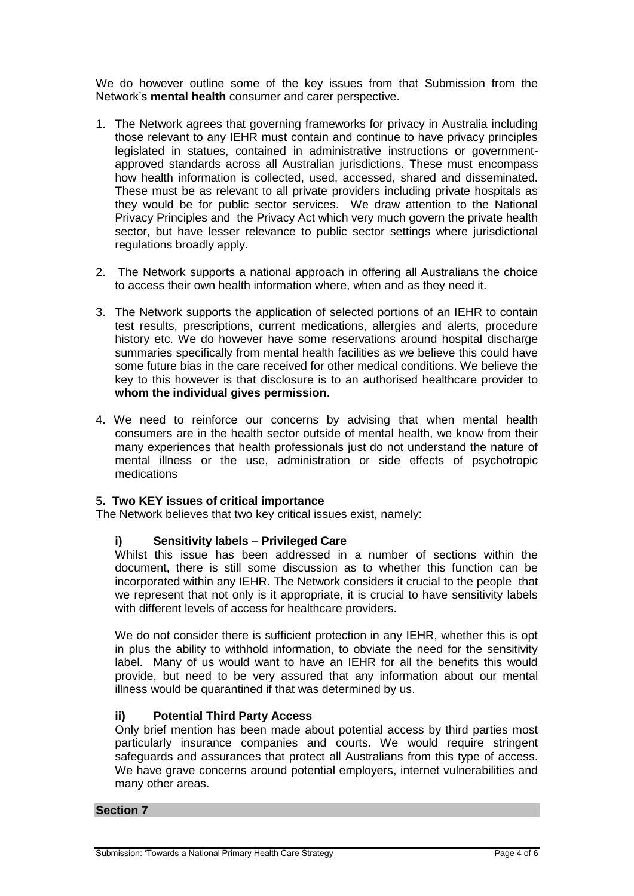We do however outline some of the key issues from that Submission from the Network's **mental health** consumer and carer perspective.

1. The Network agrees that governing frameworks for privacy in Australia including those relevant to any IEHR must contain and continue to have privacy principles legislated in statues, contained in administrative instructions or government-approved standards across all Australian jurisdictions. These must encompass how health information is collected, used, accessed, shared and disseminated. These must be as relevant to all private providers including private hospitals as they would be for public sector services. We draw attention to the National Privacy Principles and the Privacy Act which very much govern the private health sector, but have lesser relevance to public sector settings where jurisdictional regulations broadly apply.

2. The Network supports a national approach in offering all Australians the choice to access their own health information where, when and as they need it.

3. The Network supports the application of selected portions of an IEHR to contain test results, prescriptions, current medications, allergies and alerts, procedure history etc. We do however have some reservations around hospital discharge summaries specifically from mental health facilities as we believe this could have some future bias in the care received for other medical conditions. We believe the key to this however is that disclosure is to an authorised healthcare provider to **whom the individual gives permission**.

4. We need to reinforce our concerns by advising that when mental health consumers are in the health sector outside of mental health, we know from their many experiences that health professionals just do not understand the nature of mental illness or the use, administration or side effects of psychotropic medications

5**. Two KEY issues of critical importance**

The Network believes that two key critical issues exist, namely:

**i) Sensitivity labels – Privileged Care**

Whilst this issue has been addressed in a number of sections within the document, there is still some discussion as to whether this function can be incorporated within any IEHR. The Network considers it crucial to the people that we represent that not only is it appropriate, it is crucial to have sensitivity labels with different levels of access for healthcare providers.

We do not consider there is sufficient protection in any IEHR, whether this is opt in plus the ability to withhold information, to obviate the need for the sensitivity label. Many of us would want to have an IEHR for all the benefits this would provide, but need to be very assured that any information about our mental illness would be quarantined if that was determined by us.

**ii) Potential Third Party Access**

Only brief mention has been made about potential access by third parties most particularly insurance companies and courts. We would require stringent safeguards and assurances that protect all Australians from this type of access. We have grave concerns around potential employers, internet vulnerabilities and many other areas.

## Section 7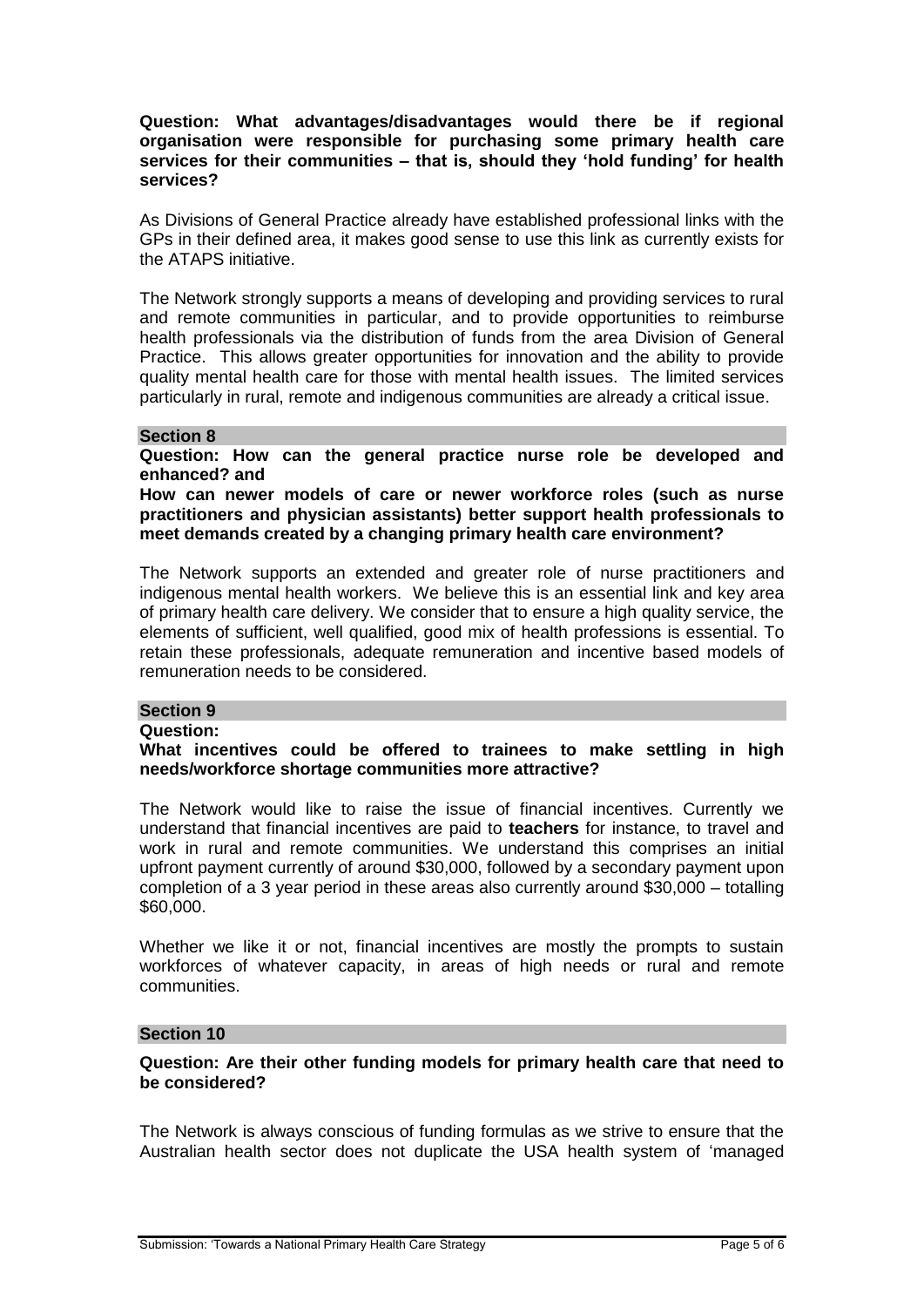**Question: What advantages/disadvantages would there be if regional organisation were responsible for purchasing some primary health care services for their communities – that is, should they 'hold funding' for health services?**

As Divisions of General Practice already have established professional links with the GPs in their defined area, it makes good sense to use this link as currently exists for the ATAPS initiative.

The Network strongly supports a means of developing and providing services to rural and remote communities in particular, and to provide opportunities to reimburse health professionals via the distribution of funds from the area Division of General Practice. This allows greater opportunities for innovation and the ability to provide quality mental health care for those with mental health issues. The limited services particularly in rural, remote and indigenous communities are already a critical issue.

## Section 8

**Question: How can the general practice nurse role be developed and enhanced? and**

**How can newer models of care or newer workforce roles (such as nurse practitioners and physician assistants) better support health professionals to meet demands created by a changing primary health care environment?**

The Network supports an extended and greater role of nurse practitioners and indigenous mental health workers. We believe this is an essential link and key area of primary health care delivery. We consider that to ensure a high quality service, the elements of sufficient, well qualified, good mix of health professions is essential. To retain these professionals, adequate remuneration and incentive based models of remuneration needs to be considered.

## Section 9

**Question:**

**What incentives could be offered to trainees to make settling in high needs/workforce shortage communities more attractive?**

The Network would like to raise the issue of financial incentives. Currently we understand that financial incentives are paid to **teachers** for instance, to travel and work in rural and remote communities. We understand this comprises an initial upfront payment currently of around $30,000, followed by a secondary payment upon completion of a 3 year period in these areas also currently around $30,000 – totalling $60,000.

Whether we like it or not, financial incentives are mostly the prompts to sustain workforces of whatever capacity, in areas of high needs or rural and remote communities.

## Section 10

**Question: Are their other funding models for primary health care that need to be considered?**

The Network is always conscious of funding formulas as we strive to ensure that the Australian health sector does not duplicate the USA health system of 'managed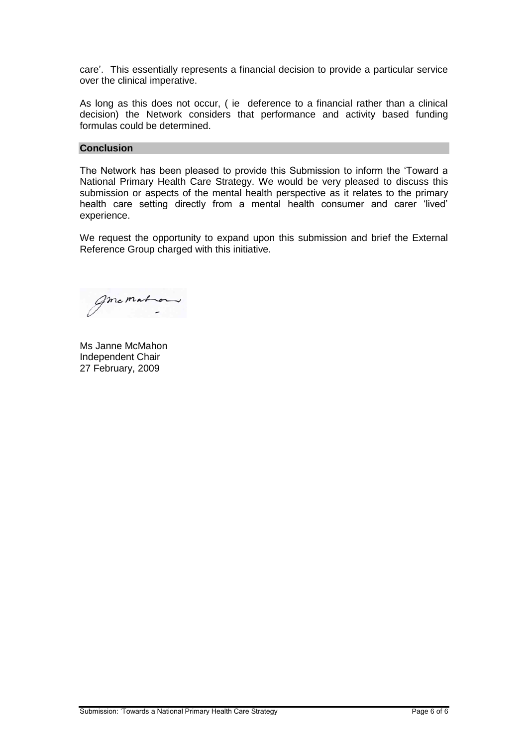care'. This essentially represents a financial decision to provide a particular service over the clinical imperative.

As long as this does not occur, ( ie deference to a financial rather than a clinical decision) the Network considers that performance and activity based funding formulas could be determined.

## Conclusion

The Network has been pleased to provide this Submission to inform the 'Toward a National Primary Health Care Strategy. We would be very pleased to discuss this submission or aspects of the mental health perspective as it relates to the primary health care setting directly from a mental health consumer and carer 'lived' experience.

We request the opportunity to expand upon this submission and brief the External Reference Group charged with this initiative.

Ms Janne McMahon
Independent Chair
27 February, 2009